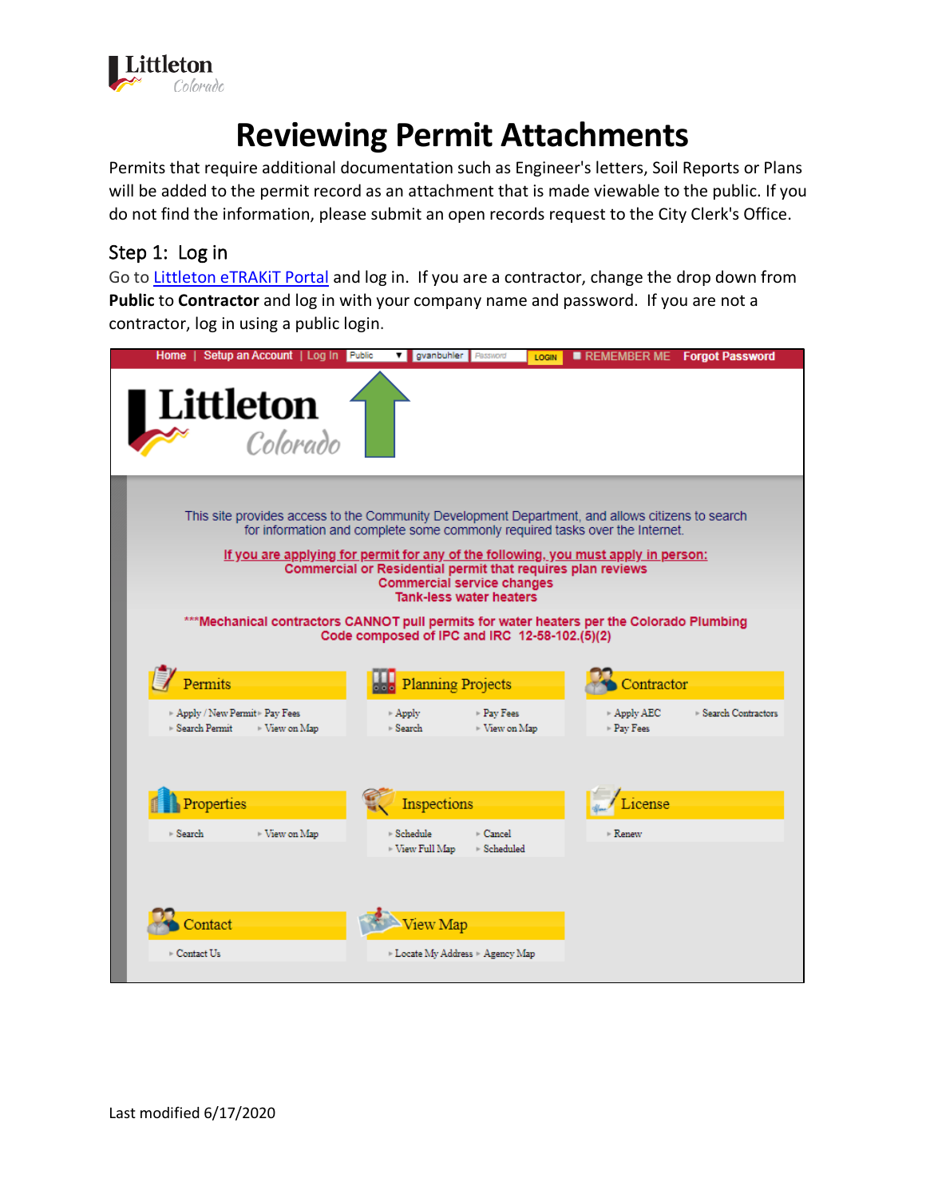# Reviewing Permit Attachments

Permits that require additional documentation such as Engineer's letters, Soil Reports or Plans will be added to the permit record as an attachment that is made viewable to the public. If you do not find the information, please submit an open records request to the City Clerk's Office.

## Step 1: Log in

Go to [Littleton eTRAKiT Portal]() and log in. If you are a contractor, change the drop down from **Public** to **Contractor** and log in with your company name and password. If you are not a contractor, log in using a public login.

Last modified 6/17/2020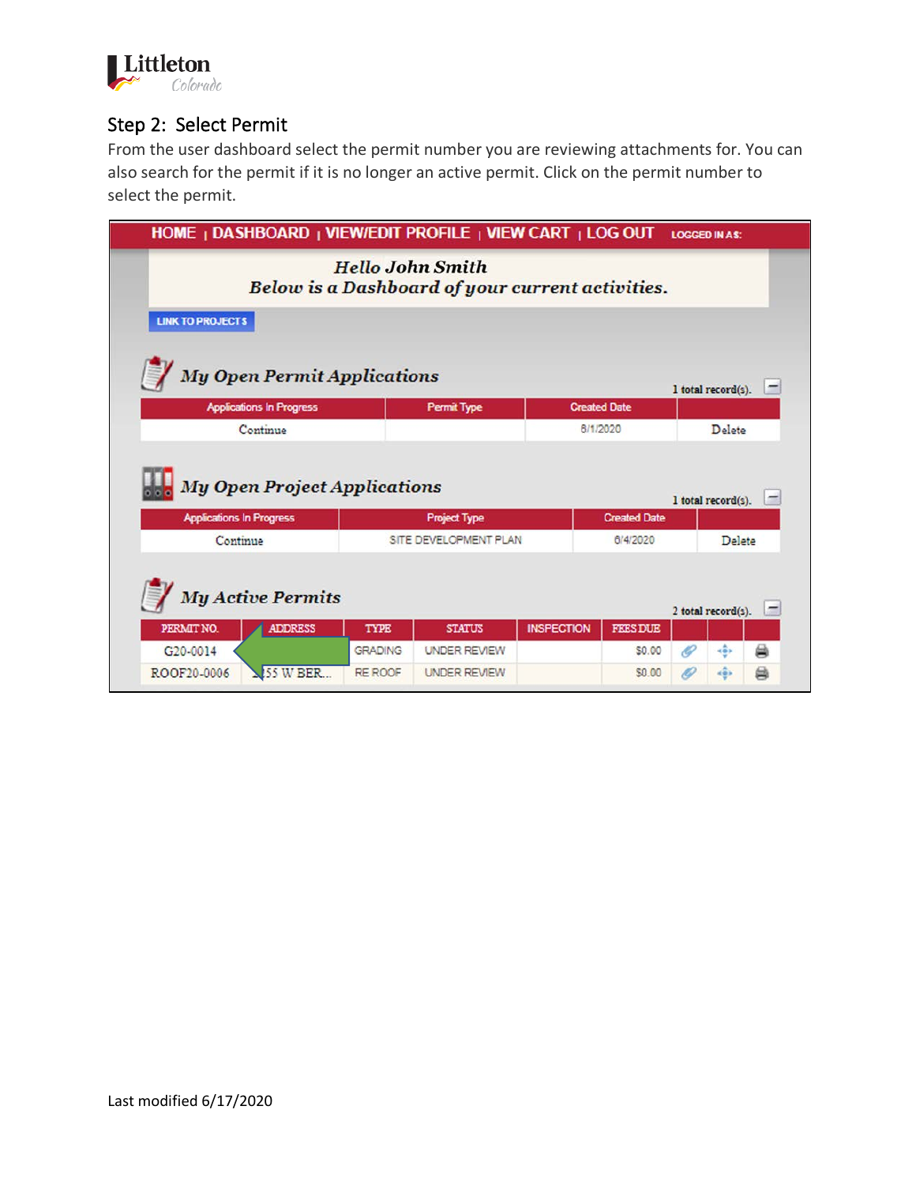## Step 2: Select Permit

From the user dashboard select the permit number you are reviewing attachments for. You can also search for the permit if it is no longer an active permit. Click on the permit number to select the permit.

HOME | DASHBOARD | VIEW/EDIT PROFILE | VIEW CART | LOG OUT LOGGED IN AS:

*Hello John Smith*
*Below is a Dashboard of your current activities.*

LINK TO PROJECTS

### My Open Permit Applications

1 total record(s).

| Applications In Progress | Permit Type | Created Date | |
|---|---|---|---|
| Continue | | 8/1/2020 | Delete |

### My Open Project Applications

1 total record(s).

| Applications In Progress | Project Type | Created Date | |
|---|---|---|---|
| Continue | SITE DEVELOPMENT PLAN | 6/4/2020 | Delete |

### My Active Permits

2 total record(s).

| PERMIT NO. | ADDRESS | TYPE | STATUS | INSPECTION | FEES DUE | | | |
|---|---|---|---|---|---|---|---|---|
| G20-0014 | | GRADING | UNDER REVIEW | | $0.00 | | | |
| ROOF20-0006 | 55 W BER... | RE ROOF | UNDER REVIEW | | $0.00 | | | |

Last modified 6/17/2020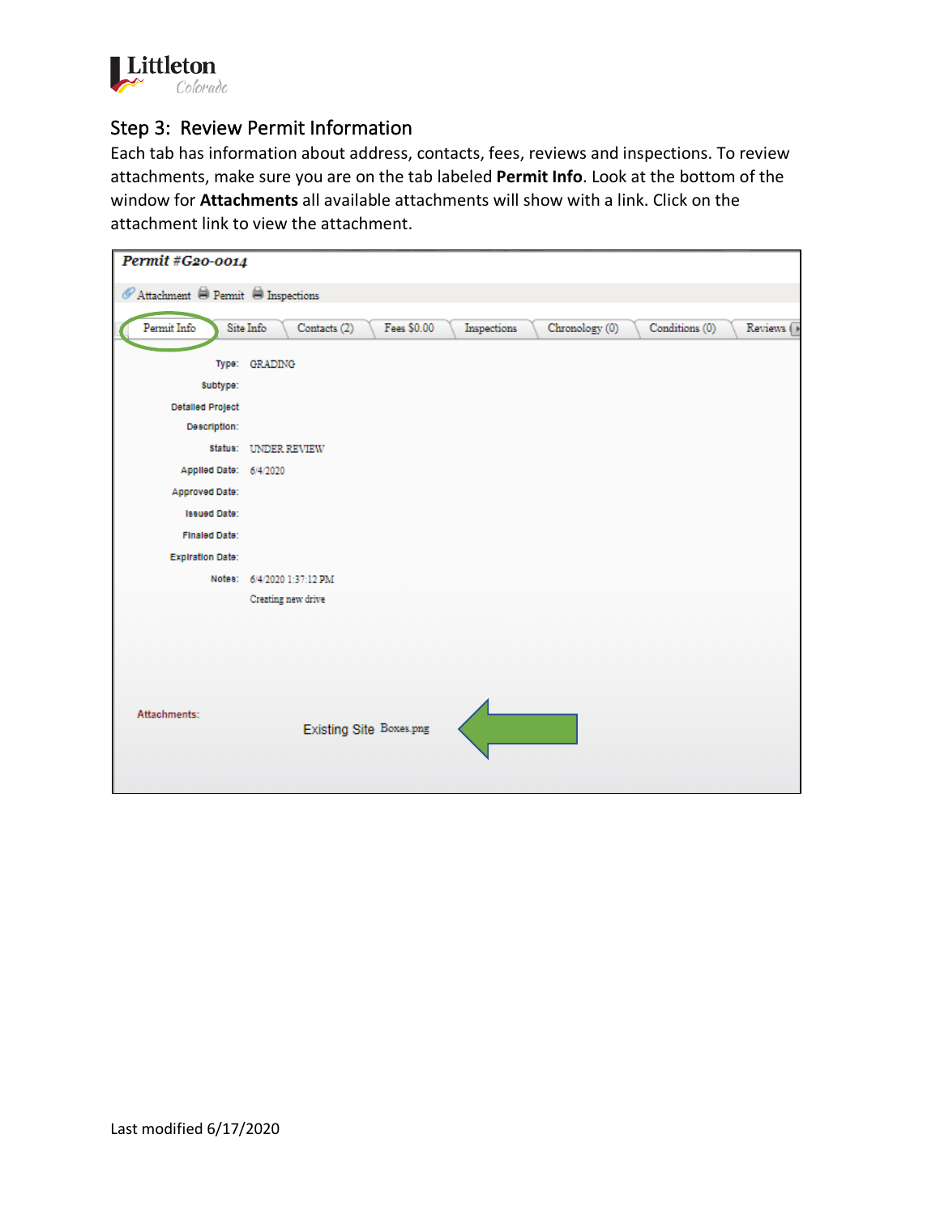## Step 3: Review Permit Information

Each tab has information about address, contacts, fees, reviews and inspections. To review attachments, make sure you are on the tab labeled **Permit Info**. Look at the bottom of the window for **Attachments** all available attachments will show with a link. Click on the attachment link to view the attachment.

*Permit #G20-0014*

Attachment Permit Inspections

Permit Info | Site Info | Contacts (2) | Fees $0.00 | Inspections | Chronology (0) | Conditions (0) | Reviews

Type: GRADING

Subtype:

Detailed Project Description:

Status: UNDER REVIEW

Applied Date: 6/4/2020

Approved Date:

Issued Date:

Finaled Date:

Expiration Date:

Notes: 6/4/2020 1:37:12 PM
Creating new drive

Attachments: Existing Site Boxes.png

Last modified 6/17/2020